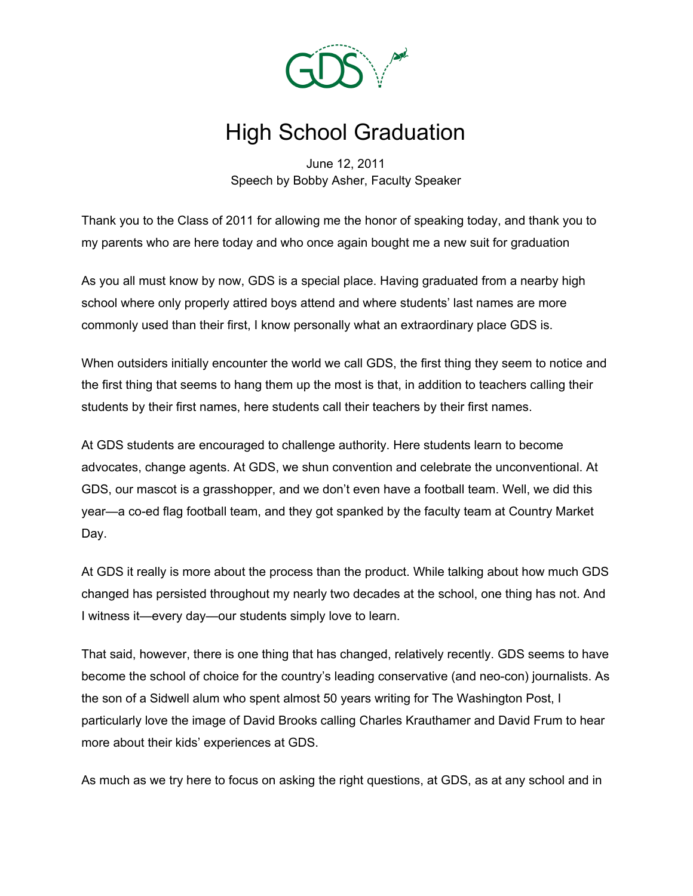# High School Graduation

June 12, 2011
Speech by Bobby Asher, Faculty Speaker

Thank you to the Class of 2011 for allowing me the honor of speaking today, and thank you to my parents who are here today and who once again bought me a new suit for graduation

As you all must know by now, GDS is a special place. Having graduated from a nearby high school where only properly attired boys attend and where students' last names are more commonly used than their first, I know personally what an extraordinary place GDS is.

When outsiders initially encounter the world we call GDS, the first thing they seem to notice and the first thing that seems to hang them up the most is that, in addition to teachers calling their students by their first names, here students call their teachers by their first names.

At GDS students are encouraged to challenge authority. Here students learn to become advocates, change agents. At GDS, we shun convention and celebrate the unconventional. At GDS, our mascot is a grasshopper, and we don't even have a football team. Well, we did this year—a co-ed flag football team, and they got spanked by the faculty team at Country Market Day.

At GDS it really is more about the process than the product. While talking about how much GDS changed has persisted throughout my nearly two decades at the school, one thing has not. And I witness it—every day—our students simply love to learn.

That said, however, there is one thing that has changed, relatively recently. GDS seems to have become the school of choice for the country's leading conservative (and neo-con) journalists. As the son of a Sidwell alum who spent almost 50 years writing for The Washington Post, I particularly love the image of David Brooks calling Charles Krauthamer and David Frum to hear more about their kids' experiences at GDS.

As much as we try here to focus on asking the right questions, at GDS, as at any school and in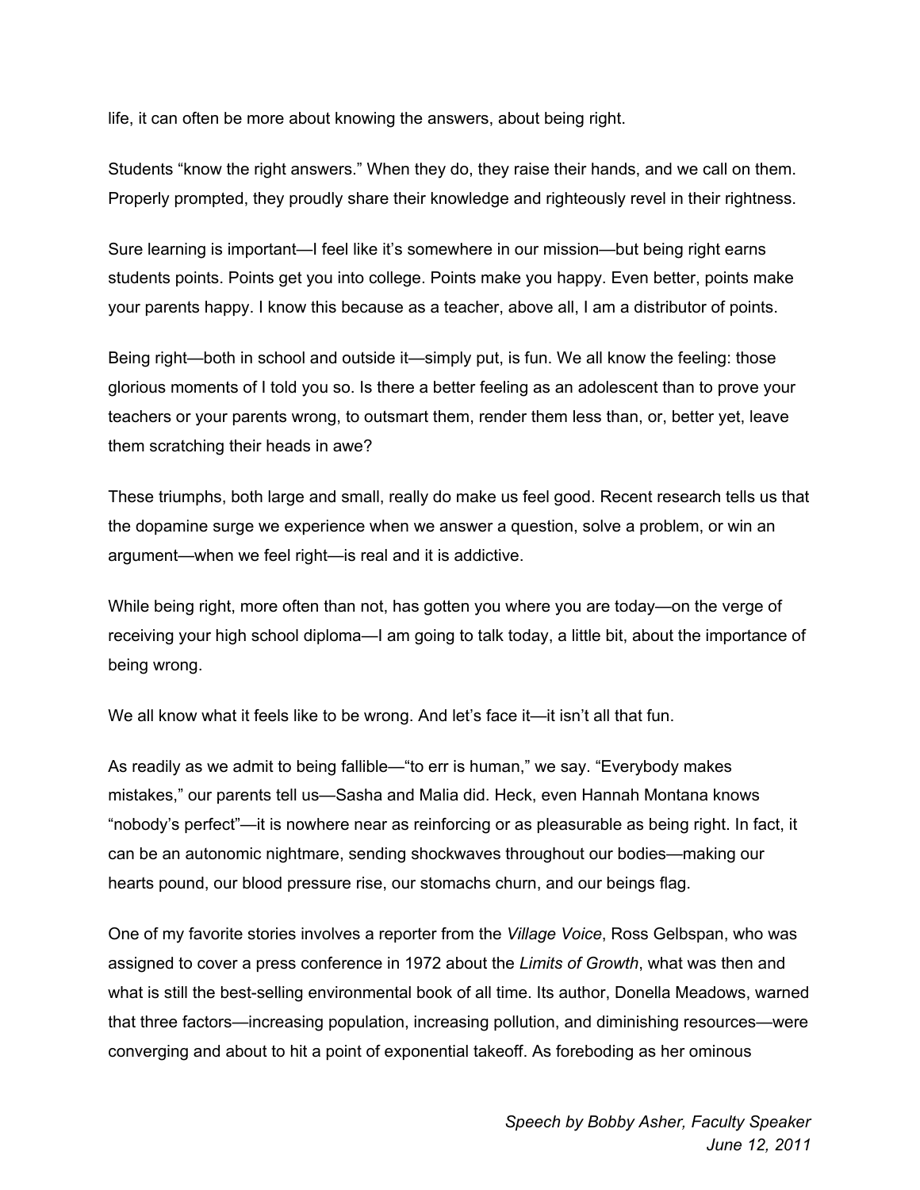life, it can often be more about knowing the answers, about being right.

Students “know the right answers.” When they do, they raise their hands, and we call on them. Properly prompted, they proudly share their knowledge and righteously revel in their rightness.

Sure learning is important—I feel like it’s somewhere in our mission—but being right earns students points. Points get you into college. Points make you happy. Even better, points make your parents happy. I know this because as a teacher, above all, I am a distributor of points.

Being right—both in school and outside it—simply put, is fun. We all know the feeling: those glorious moments of I told you so. Is there a better feeling as an adolescent than to prove your teachers or your parents wrong, to outsmart them, render them less than, or, better yet, leave them scratching their heads in awe?

These triumphs, both large and small, really do make us feel good. Recent research tells us that the dopamine surge we experience when we answer a question, solve a problem, or win an argument—when we feel right—is real and it is addictive.

While being right, more often than not, has gotten you where you are today—on the verge of receiving your high school diploma—I am going to talk today, a little bit, about the importance of being wrong.

We all know what it feels like to be wrong. And let’s face it—it isn’t all that fun.

As readily as we admit to being fallible—“to err is human,” we say. “Everybody makes mistakes,” our parents tell us—Sasha and Malia did. Heck, even Hannah Montana knows “nobody’s perfect”—it is nowhere near as reinforcing or as pleasurable as being right. In fact, it can be an autonomic nightmare, sending shockwaves throughout our bodies—making our hearts pound, our blood pressure rise, our stomachs churn, and our beings flag.

One of my favorite stories involves a reporter from the *Village Voice*, Ross Gelbspan, who was assigned to cover a press conference in 1972 about the *Limits of Growth*, what was then and what is still the best-selling environmental book of all time. Its author, Donella Meadows, warned that three factors—increasing population, increasing pollution, and diminishing resources—were converging and about to hit a point of exponential takeoff. As foreboding as her ominous

*Speech by Bobby Asher, Faculty Speaker*
*June 12, 2011*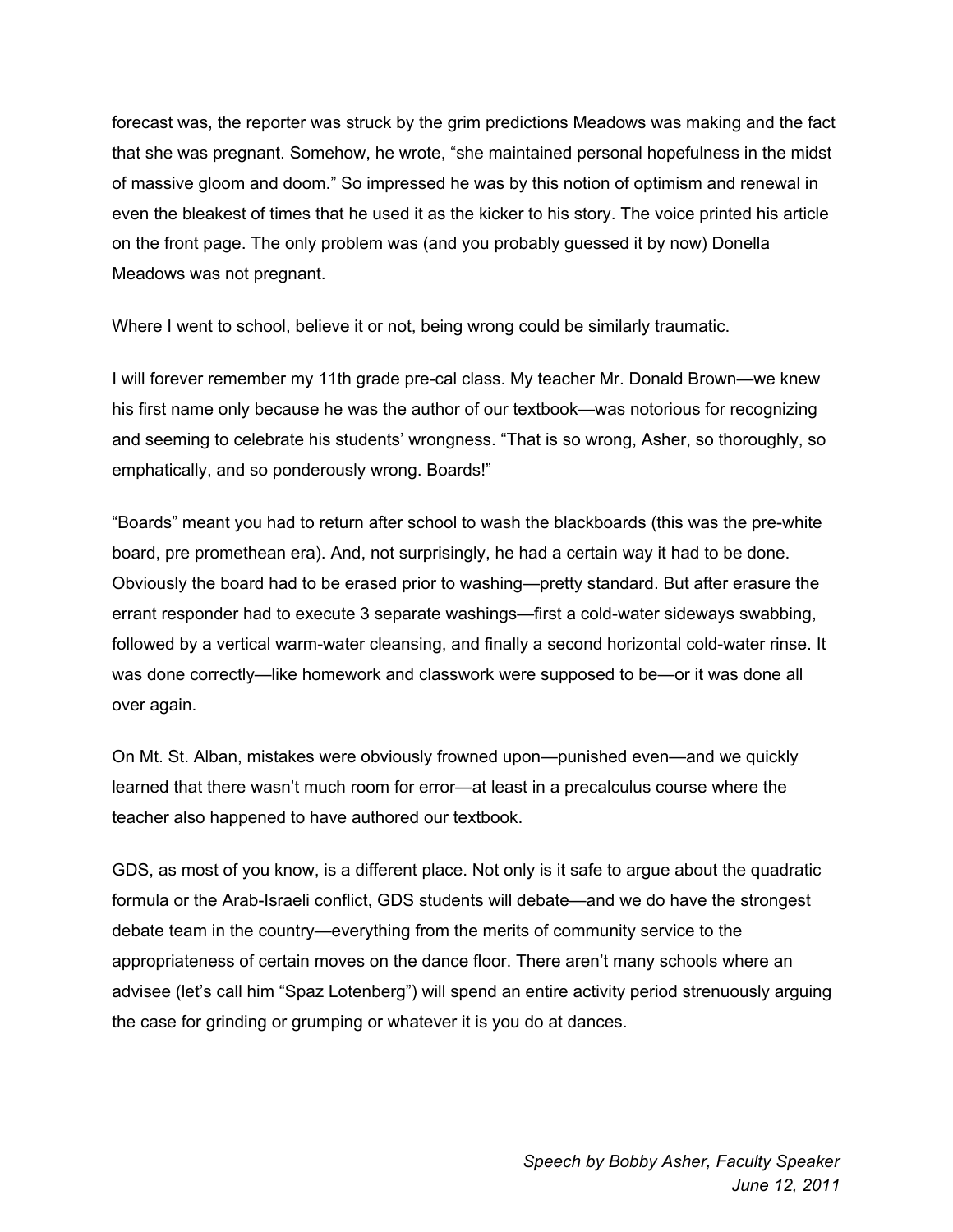forecast was, the reporter was struck by the grim predictions Meadows was making and the fact that she was pregnant. Somehow, he wrote, "she maintained personal hopefulness in the midst of massive gloom and doom." So impressed he was by this notion of optimism and renewal in even the bleakest of times that he used it as the kicker to his story. The voice printed his article on the front page. The only problem was (and you probably guessed it by now) Donella Meadows was not pregnant.

Where I went to school, believe it or not, being wrong could be similarly traumatic.

I will forever remember my 11th grade pre-cal class. My teacher Mr. Donald Brown—we knew his first name only because he was the author of our textbook—was notorious for recognizing and seeming to celebrate his students' wrongness. "That is so wrong, Asher, so thoroughly, so emphatically, and so ponderously wrong. Boards!"

"Boards" meant you had to return after school to wash the blackboards (this was the pre-white board, pre promethean era). And, not surprisingly, he had a certain way it had to be done. Obviously the board had to be erased prior to washing—pretty standard. But after erasure the errant responder had to execute 3 separate washings—first a cold-water sideways swabbing, followed by a vertical warm-water cleansing, and finally a second horizontal cold-water rinse. It was done correctly—like homework and classwork were supposed to be—or it was done all over again.

On Mt. St. Alban, mistakes were obviously frowned upon—punished even—and we quickly learned that there wasn't much room for error—at least in a precalculus course where the teacher also happened to have authored our textbook.

GDS, as most of you know, is a different place. Not only is it safe to argue about the quadratic formula or the Arab-Israeli conflict, GDS students will debate—and we do have the strongest debate team in the country—everything from the merits of community service to the appropriateness of certain moves on the dance floor. There aren't many schools where an advisee (let's call him "Spaz Lotenberg") will spend an entire activity period strenuously arguing the case for grinding or grumping or whatever it is you do at dances.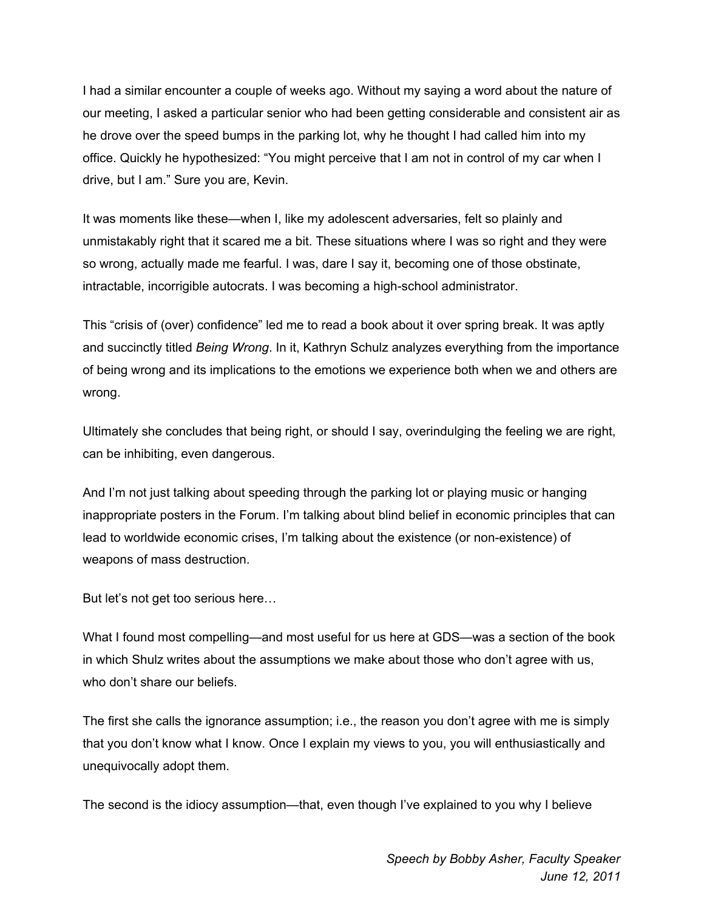I had a similar encounter a couple of weeks ago. Without my saying a word about the nature of our meeting, I asked a particular senior who had been getting considerable and consistent air as he drove over the speed bumps in the parking lot, why he thought I had called him into my office. Quickly he hypothesized: “You might perceive that I am not in control of my car when I drive, but I am.” Sure you are, Kevin.

It was moments like these—when I, like my adolescent adversaries, felt so plainly and unmistakably right that it scared me a bit. These situations where I was so right and they were so wrong, actually made me fearful. I was, dare I say it, becoming one of those obstinate, intractable, incorrigible autocrats. I was becoming a high-school administrator.

This “crisis of (over) confidence” led me to read a book about it over spring break. It was aptly and succinctly titled *Being Wrong*. In it, Kathryn Schulz analyzes everything from the importance of being wrong and its implications to the emotions we experience both when we and others are wrong.

Ultimately she concludes that being right, or should I say, overindulging the feeling we are right, can be inhibiting, even dangerous.

And I’m not just talking about speeding through the parking lot or playing music or hanging inappropriate posters in the Forum. I’m talking about blind belief in economic principles that can lead to worldwide economic crises, I’m talking about the existence (or non-existence) of weapons of mass destruction.

But let’s not get too serious here…

What I found most compelling—and most useful for us here at GDS—was a section of the book in which Shulz writes about the assumptions we make about those who don’t agree with us, who don’t share our beliefs.

The first she calls the ignorance assumption; i.e., the reason you don’t agree with me is simply that you don’t know what I know. Once I explain my views to you, you will enthusiastically and unequivocally adopt them.

The second is the idiocy assumption—that, even though I’ve explained to you why I believe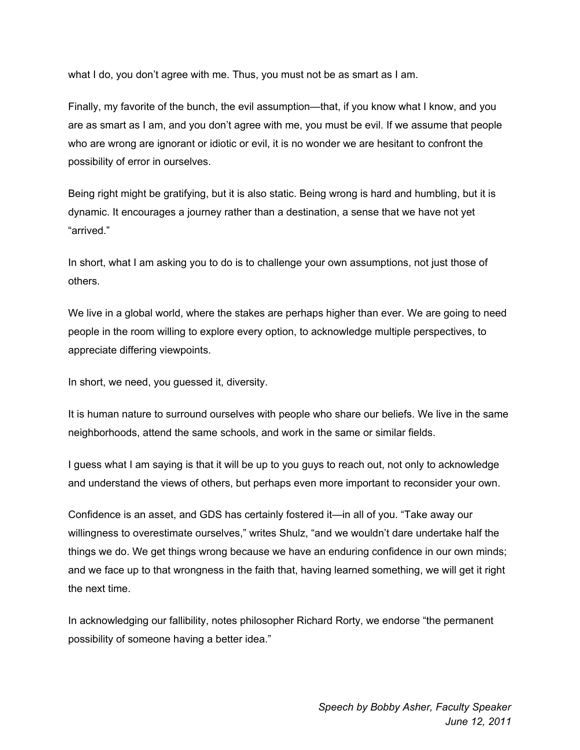what I do, you don't agree with me. Thus, you must not be as smart as I am.

Finally, my favorite of the bunch, the evil assumption—that, if you know what I know, and you are as smart as I am, and you don't agree with me, you must be evil. If we assume that people who are wrong are ignorant or idiotic or evil, it is no wonder we are hesitant to confront the possibility of error in ourselves.

Being right might be gratifying, but it is also static. Being wrong is hard and humbling, but it is dynamic. It encourages a journey rather than a destination, a sense that we have not yet "arrived."

In short, what I am asking you to do is to challenge your own assumptions, not just those of others.

We live in a global world, where the stakes are perhaps higher than ever. We are going to need people in the room willing to explore every option, to acknowledge multiple perspectives, to appreciate differing viewpoints.

In short, we need, you guessed it, diversity.

It is human nature to surround ourselves with people who share our beliefs. We live in the same neighborhoods, attend the same schools, and work in the same or similar fields.

I guess what I am saying is that it will be up to you guys to reach out, not only to acknowledge and understand the views of others, but perhaps even more important to reconsider your own.

Confidence is an asset, and GDS has certainly fostered it—in all of you. "Take away our willingness to overestimate ourselves," writes Shulz, "and we wouldn't dare undertake half the things we do. We get things wrong because we have an enduring confidence in our own minds; and we face up to that wrongness in the faith that, having learned something, we will get it right the next time.

In acknowledging our fallibility, notes philosopher Richard Rorty, we endorse "the permanent possibility of someone having a better idea."

*Speech by Bobby Asher, Faculty Speaker*
*June 12, 2011*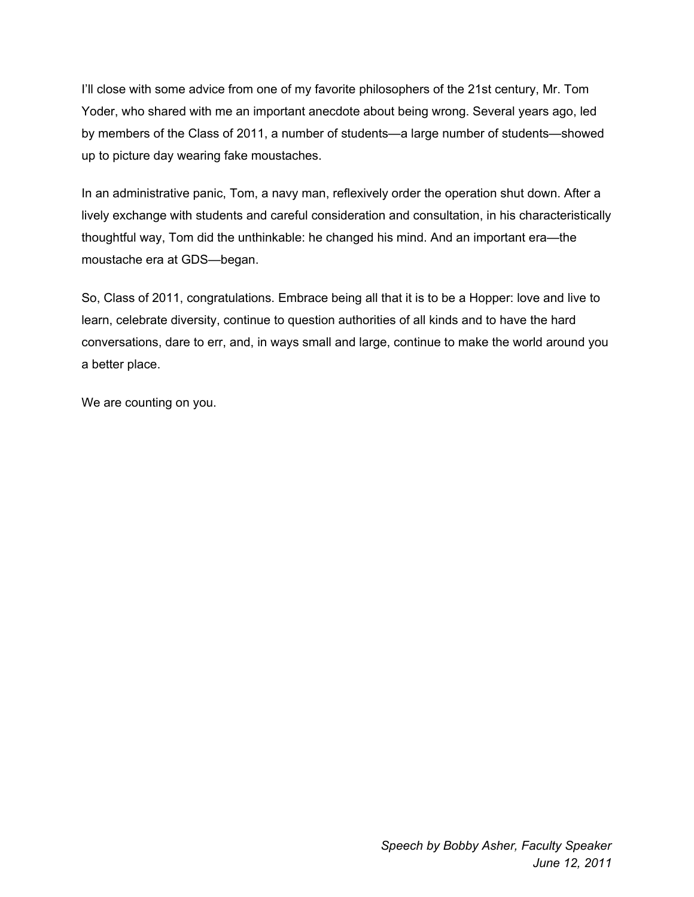I'll close with some advice from one of my favorite philosophers of the 21st century, Mr. Tom Yoder, who shared with me an important anecdote about being wrong. Several years ago, led by members of the Class of 2011, a number of students—a large number of students—showed up to picture day wearing fake moustaches.

In an administrative panic, Tom, a navy man, reflexively order the operation shut down. After a lively exchange with students and careful consideration and consultation, in his characteristically thoughtful way, Tom did the unthinkable: he changed his mind. And an important era—the moustache era at GDS—began.

So, Class of 2011, congratulations. Embrace being all that it is to be a Hopper: love and live to learn, celebrate diversity, continue to question authorities of all kinds and to have the hard conversations, dare to err, and, in ways small and large, continue to make the world around you a better place.

We are counting on you.

*Speech by Bobby Asher, Faculty Speaker*
*June 12, 2011*